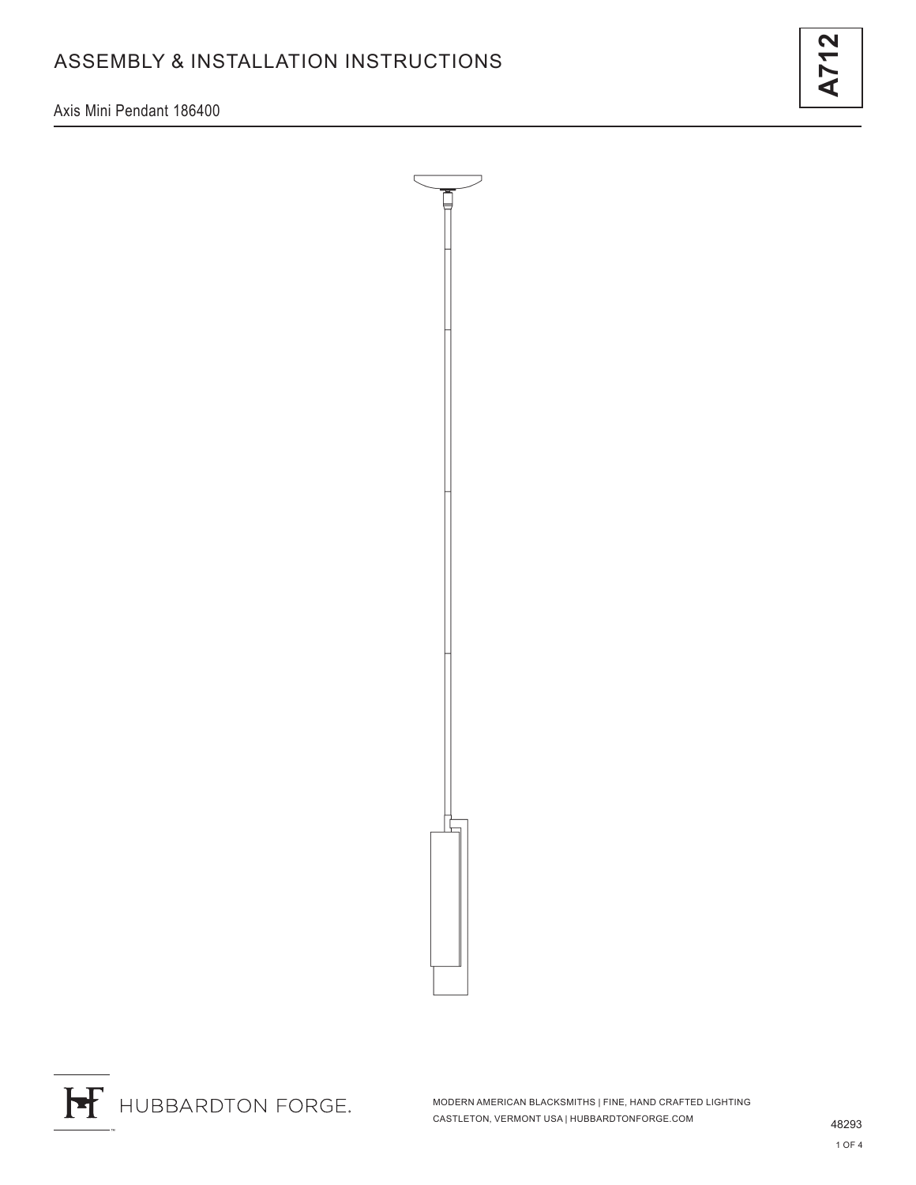# ASSEMBLY & INSTALLATION INSTRUCTIONS

**A712**

Axis Mini Pendant 186400

HUBBARDTON FORGE.

MODERN AMERICAN BLACKSMITHS | FINE, HAND CRAFTED LIGHTING
CASTLETON, VERMONT USA | HUBBARDTONFORGE.COM

48293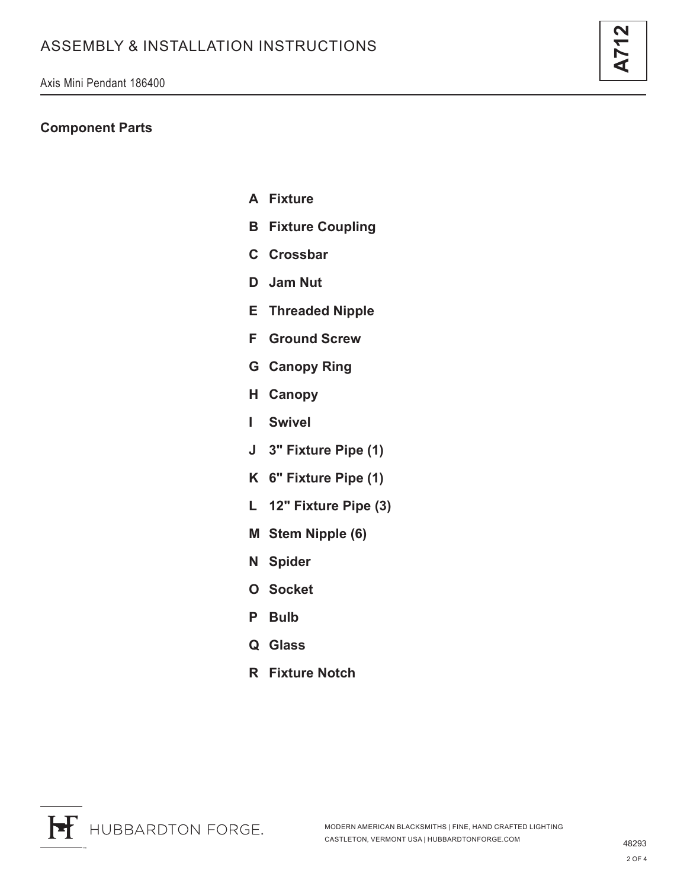## Component Parts

- **A Fixture**
- **B Fixture Coupling**
- **C Crossbar**
- **D Jam Nut**
- **E Threaded Nipple**
- **F Ground Screw**
- **G Canopy Ring**
- **H Canopy**
- **I Swivel**
- **J 3" Fixture Pipe (1)**
- **K 6" Fixture Pipe (1)**
- **L 12" Fixture Pipe (3)**
- **M Stem Nipple (6)**
- **N Spider**
- **O Socket**
- **P Bulb**
- **Q Glass**
- **R Fixture Notch**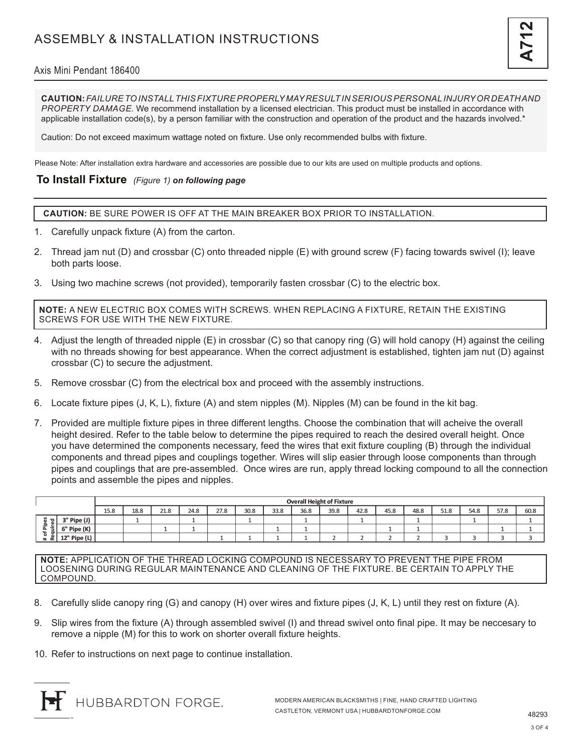# ASSEMBLY & INSTALLATION INSTRUCTIONS

**A712**

Axis Mini Pendant 186400

**CAUTION:** *FAILURE TO INSTALL THIS FIXTURE PROPERLY MAY RESULT IN SERIOUS PERSONAL INJURY OR DEATH AND PROPERTY DAMAGE.* We recommend installation by a licensed electrician. This product must be installed in accordance with applicable installation code(s), by a person familiar with the construction and operation of the product and the hazards involved.*

Caution: Do not exceed maximum wattage noted on fixture. Use only recommended bulbs with fixture.

Please Note: After installation extra hardware and accessories are possible due to our kits are used on multiple products and options.

## To Install Fixture *(Figure 1)* ***on following page***

**CAUTION:** BE SURE POWER IS OFF AT THE MAIN BREAKER BOX PRIOR TO INSTALLATION.

1. Carefully unpack fixture (A) from the carton.
2. Thread jam nut (D) and crossbar (C) onto threaded nipple (E) with ground screw (F) facing towards swivel (I); leave both parts loose.
3. Using two machine screws (not provided), temporarily fasten crossbar (C) to the electric box.

**NOTE:** A NEW ELECTRIC BOX COMES WITH SCREWS. WHEN REPLACING A FIXTURE, RETAIN THE EXISTING SCREWS FOR USE WITH THE NEW FIXTURE.

4. Adjust the length of threaded nipple (E) in crossbar (C) so that canopy ring (G) will hold canopy (H) against the ceiling with no threads showing for best appearance. When the correct adjustment is established, tighten jam nut (D) against crossbar (C) to secure the adjustment.
5. Remove crossbar (C) from the electrical box and proceed with the assembly instructions.
6. Locate fixture pipes (J, K, L), fixture (A) and stem nipples (M). Nipples (M) can be found in the kit bag.
7. Provided are multiple fixture pipes in three different lengths. Choose the combination that will acheive the overall height desired. Refer to the table below to determine the pipes required to reach the desired overall height. Once you have determined the components necessary, feed the wires that exit fixture coupling (B) through the individual components and thread pipes and couplings together. Wires will slip easier through loose components than through pipes and couplings that are pre-assembled. Once wires are run, apply thread locking compound to all the connection points and assemble the pipes and nipples.

| | Overall Height of Fixture | | | | | | | | | | | | | | | |
|---|---|---|---|---|---|---|---|---|---|---|---|---|---|---|---|---|
| # of Pipes Required | 15.8 | 18.8 | 21.8 | 24.8 | 27.8 | 30.8 | 33.8 | 36.8 | 39.8 | 42.8 | 45.8 | 48.8 | 51.8 | 54.8 | 57.8 | 60.8 |
| 3" Pipe (J) | | 1 | | 1 | | 1 | | 1 | | 1 | | 1 | | 1 | | 1 |
| 6" Pipe (K) | | | 1 | 1 | | | 1 | 1 | | | 1 | 1 | | | 1 | 1 |
| 12" Pipe (L) | | | | | 1 | 1 | 1 | 1 | 2 | 2 | 2 | 2 | 3 | 3 | 3 | 3 |

**NOTE:** APPLICATION OF THE THREAD LOCKING COMPOUND IS NECESSARY TO PREVENT THE PIPE FROM LOOSENING DURING REGULAR MAINTENANCE AND CLEANING OF THE FIXTURE. BE CERTAIN TO APPLY THE COMPOUND.

8. Carefully slide canopy ring (G) and canopy (H) over wires and fixture pipes (J, K, L) until they rest on fixture (A).
9. Slip wires from the fixture (A) through assembled swivel (I) and thread swivel onto final pipe. It may be neccesary to remove a nipple (M) for this to work on shorter overall fixture heights.
10. Refer to instructions on next page to continue installation.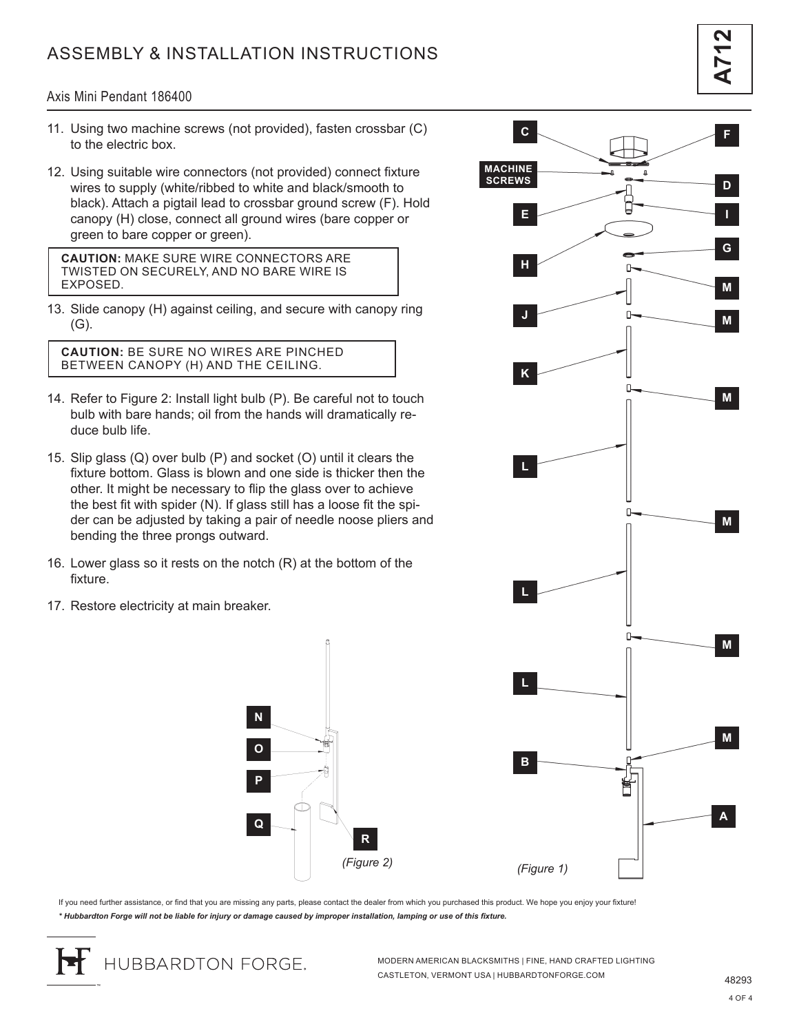# ASSEMBLY & INSTALLATION INSTRUCTIONS

Axis Mini Pendant 186400

11. Using two machine screws (not provided), fasten crossbar (C) to the electric box.

12. Using suitable wire connectors (not provided) connect fixture wires to supply (white/ribbed to white and black/smooth to black). Attach a pigtail lead to crossbar ground screw (F). Hold canopy (H) close, connect all ground wires (bare copper or green to bare copper or green).

**CAUTION:** MAKE SURE WIRE CONNECTORS ARE TWISTED ON SECURELY, AND NO BARE WIRE IS EXPOSED.

13. Slide canopy (H) against ceiling, and secure with canopy ring (G).

**CAUTION:** BE SURE NO WIRES ARE PINCHED BETWEEN CANOPY (H) AND THE CEILING.

14. Refer to Figure 2: Install light bulb (P). Be careful not to touch bulb with bare hands; oil from the hands will dramatically reduce bulb life.

15. Slip glass (Q) over bulb (P) and socket (O) until it clears the fixture bottom. Glass is blown and one side is thicker then the other. It might be necessary to flip the glass over to achieve the best fit with spider (N). If glass still has a loose fit the spider can be adjusted by taking a pair of needle noose pliers and bending the three prongs outward.

16. Lower glass so it rests on the notch (R) at the bottom of the fixture.

17. Restore electricity at main breaker.

N
O
P
Q
R

(Figure 2)

C
F
MACHINE SCREWS
D
E
I
H
G
M
J
M
K
M
L
M
L
M
L
M
B
A

(Figure 1)

If you need further assistance, or find that you are missing any parts, please contact the dealer from which you purchased this product. We hope you enjoy your fixture!

***Hubbardton Forge will not be liable for injury or damage caused by improper installation, lamping or use of this fixture.***

HUBBARDTON FORGE.

MODERN AMERICAN BLACKSMITHS | FINE, HAND CRAFTED LIGHTING
CASTLETON, VERMONT USA | HUBBARDTONFORGE.COM

48293